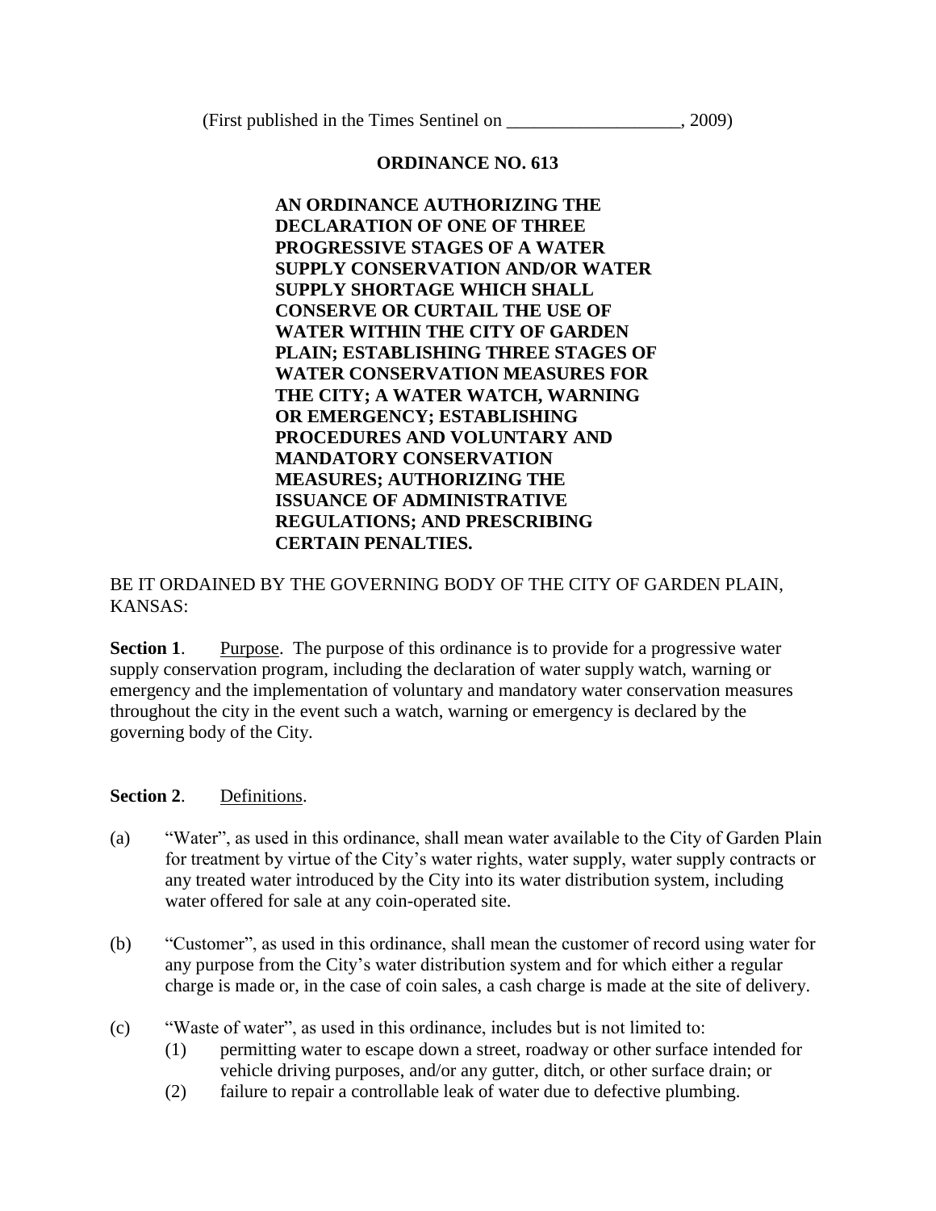(First published in the Times Sentinel on ___________________, 2009)

# ORDINANCE NO. 613

**AN ORDINANCE AUTHORIZING THE DECLARATION OF ONE OF THREE PROGRESSIVE STAGES OF A WATER SUPPLY CONSERVATION AND/OR WATER SUPPLY SHORTAGE WHICH SHALL CONSERVE OR CURTAIL THE USE OF WATER WITHIN THE CITY OF GARDEN PLAIN; ESTABLISHING THREE STAGES OF WATER CONSERVATION MEASURES FOR THE CITY; A WATER WATCH, WARNING OR EMERGENCY; ESTABLISHING PROCEDURES AND VOLUNTARY AND MANDATORY CONSERVATION MEASURES; AUTHORIZING THE ISSUANCE OF ADMINISTRATIVE REGULATIONS; AND PRESCRIBING CERTAIN PENALTIES.**

BE IT ORDAINED BY THE GOVERNING BODY OF THE CITY OF GARDEN PLAIN, KANSAS:

**Section 1**. Purpose. The purpose of this ordinance is to provide for a progressive water supply conservation program, including the declaration of water supply watch, warning or emergency and the implementation of voluntary and mandatory water conservation measures throughout the city in the event such a watch, warning or emergency is declared by the governing body of the City.

**Section 2**. Definitions.

(a) "Water", as used in this ordinance, shall mean water available to the City of Garden Plain for treatment by virtue of the City's water rights, water supply, water supply contracts or any treated water introduced by the City into its water distribution system, including water offered for sale at any coin-operated site.

(b) "Customer", as used in this ordinance, shall mean the customer of record using water for any purpose from the City's water distribution system and for which either a regular charge is made or, in the case of coin sales, a cash charge is made at the site of delivery.

(c) "Waste of water", as used in this ordinance, includes but is not limited to:

(1) permitting water to escape down a street, roadway or other surface intended for vehicle driving purposes, and/or any gutter, ditch, or other surface drain; or

(2) failure to repair a controllable leak of water due to defective plumbing.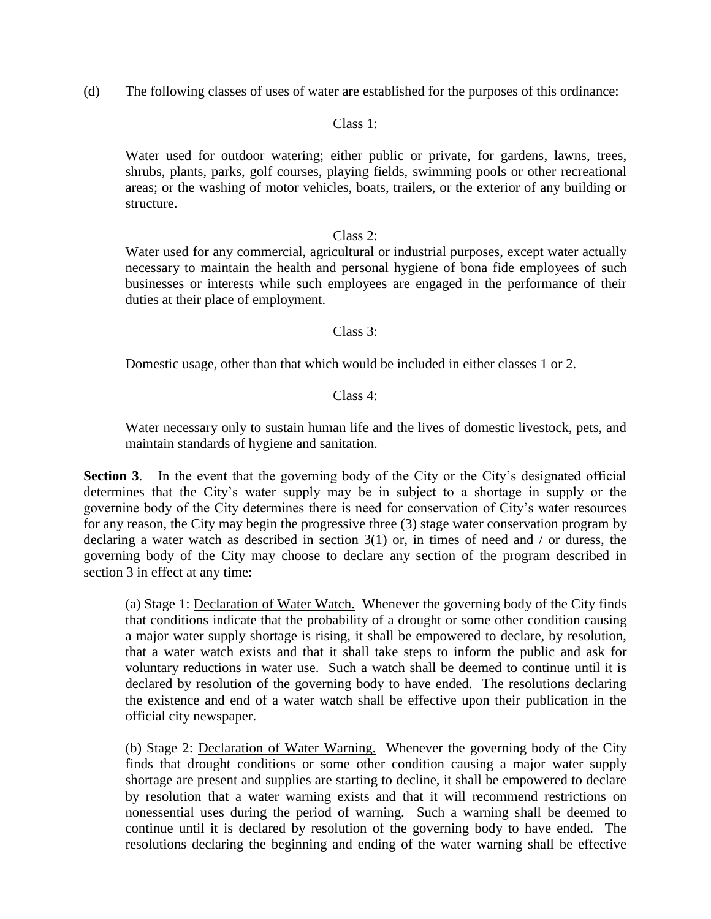(d) The following classes of uses of water are established for the purposes of this ordinance:

Class 1:

Water used for outdoor watering; either public or private, for gardens, lawns, trees, shrubs, plants, parks, golf courses, playing fields, swimming pools or other recreational areas; or the washing of motor vehicles, boats, trailers, or the exterior of any building or structure.

Class 2:

Water used for any commercial, agricultural or industrial purposes, except water actually necessary to maintain the health and personal hygiene of bona fide employees of such businesses or interests while such employees are engaged in the performance of their duties at their place of employment.

Class 3:

Domestic usage, other than that which would be included in either classes 1 or 2.

Class 4:

Water necessary only to sustain human life and the lives of domestic livestock, pets, and maintain standards of hygiene and sanitation.

**Section 3**. In the event that the governing body of the City or the City's designated official determines that the City's water supply may be in subject to a shortage in supply or the governine body of the City determines there is need for conservation of City's water resources for any reason, the City may begin the progressive three (3) stage water conservation program by declaring a water watch as described in section 3(1) or, in times of need and / or duress, the governing body of the City may choose to declare any section of the program described in section 3 in effect at any time:

(a) Stage 1: <u>Declaration of Water Watch.</u> Whenever the governing body of the City finds that conditions indicate that the probability of a drought or some other condition causing a major water supply shortage is rising, it shall be empowered to declare, by resolution, that a water watch exists and that it shall take steps to inform the public and ask for voluntary reductions in water use. Such a watch shall be deemed to continue until it is declared by resolution of the governing body to have ended. The resolutions declaring the existence and end of a water watch shall be effective upon their publication in the official city newspaper.

(b) Stage 2: <u>Declaration of Water Warning.</u> Whenever the governing body of the City finds that drought conditions or some other condition causing a major water supply shortage are present and supplies are starting to decline, it shall be empowered to declare by resolution that a water warning exists and that it will recommend restrictions on nonessential uses during the period of warning. Such a warning shall be deemed to continue until it is declared by resolution of the governing body to have ended. The resolutions declaring the beginning and ending of the water warning shall be effective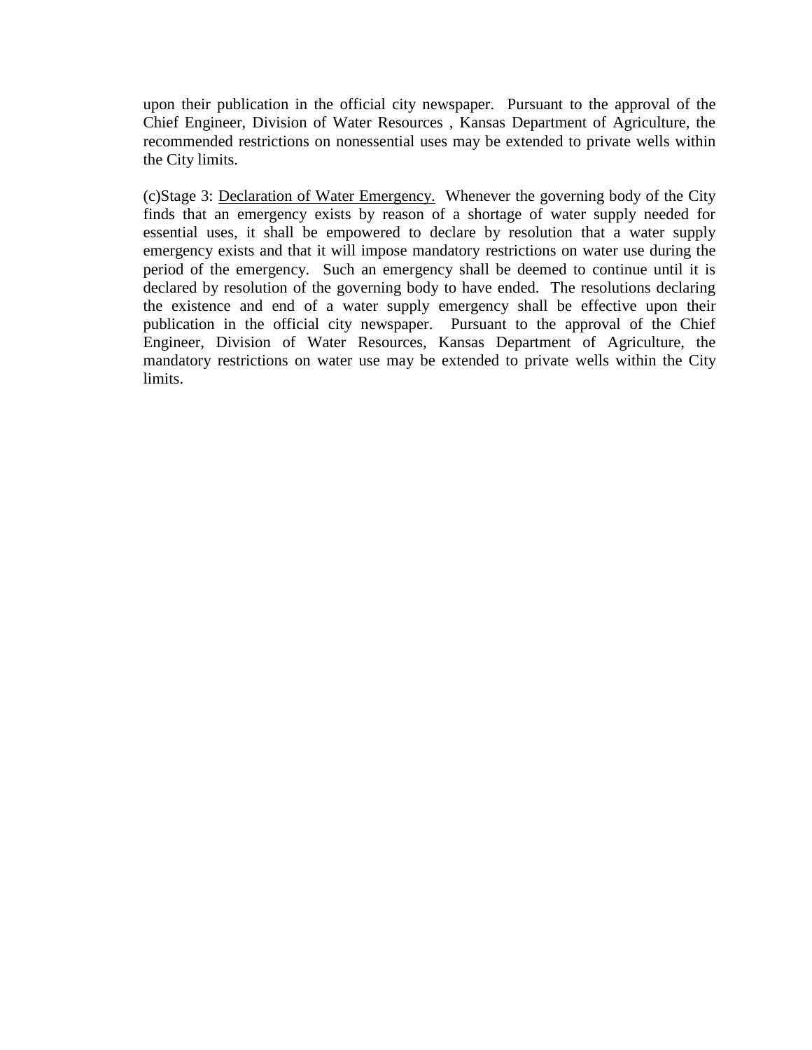upon their publication in the official city newspaper. Pursuant to the approval of the Chief Engineer, Division of Water Resources , Kansas Department of Agriculture, the recommended restrictions on nonessential uses may be extended to private wells within the City limits.

(c)Stage 3: <u>Declaration of Water Emergency.</u> Whenever the governing body of the City finds that an emergency exists by reason of a shortage of water supply needed for essential uses, it shall be empowered to declare by resolution that a water supply emergency exists and that it will impose mandatory restrictions on water use during the period of the emergency. Such an emergency shall be deemed to continue until it is declared by resolution of the governing body to have ended. The resolutions declaring the existence and end of a water supply emergency shall be effective upon their publication in the official city newspaper. Pursuant to the approval of the Chief Engineer, Division of Water Resources, Kansas Department of Agriculture, the mandatory restrictions on water use may be extended to private wells within the City limits.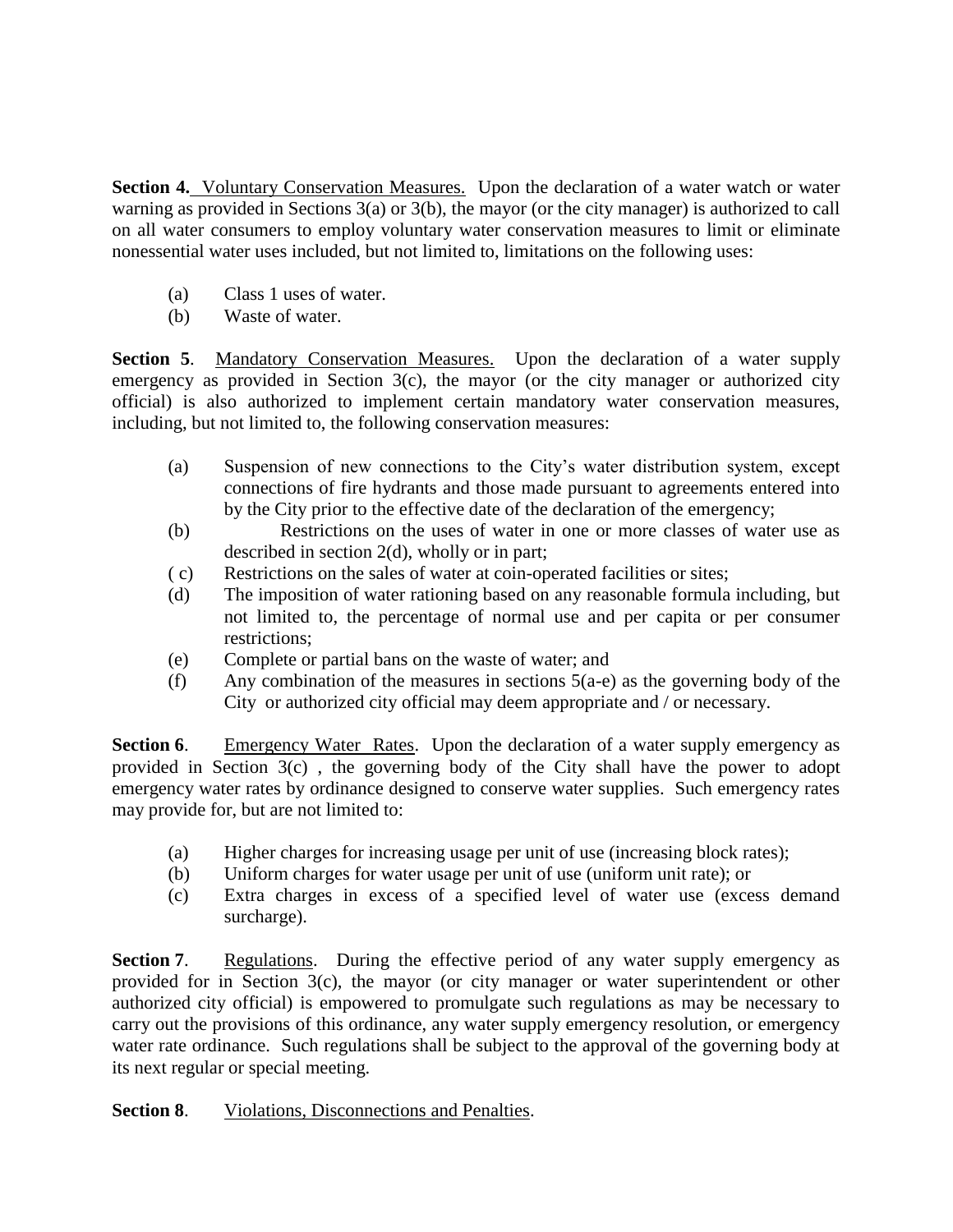**Section 4.** Voluntary Conservation Measures. Upon the declaration of a water watch or water warning as provided in Sections 3(a) or 3(b), the mayor (or the city manager) is authorized to call on all water consumers to employ voluntary water conservation measures to limit or eliminate nonessential water uses included, but not limited to, limitations on the following uses:

(a) Class 1 uses of water.
(b) Waste of water.

**Section 5**. Mandatory Conservation Measures. Upon the declaration of a water supply emergency as provided in Section 3(c), the mayor (or the city manager or authorized city official) is also authorized to implement certain mandatory water conservation measures, including, but not limited to, the following conservation measures:

(a) Suspension of new connections to the City's water distribution system, except connections of fire hydrants and those made pursuant to agreements entered into by the City prior to the effective date of the declaration of the emergency;
(b) Restrictions on the uses of water in one or more classes of water use as described in section 2(d), wholly or in part;
( c) Restrictions on the sales of water at coin-operated facilities or sites;
(d) The imposition of water rationing based on any reasonable formula including, but not limited to, the percentage of normal use and per capita or per consumer restrictions;
(e) Complete or partial bans on the waste of water; and
(f) Any combination of the measures in sections 5(a-e) as the governing body of the City or authorized city official may deem appropriate and / or necessary.

**Section 6**. Emergency Water Rates. Upon the declaration of a water supply emergency as provided in Section 3(c) , the governing body of the City shall have the power to adopt emergency water rates by ordinance designed to conserve water supplies. Such emergency rates may provide for, but are not limited to:

(a) Higher charges for increasing usage per unit of use (increasing block rates);
(b) Uniform charges for water usage per unit of use (uniform unit rate); or
(c) Extra charges in excess of a specified level of water use (excess demand surcharge).

**Section 7**. Regulations. During the effective period of any water supply emergency as provided for in Section 3(c), the mayor (or city manager or water superintendent or other authorized city official) is empowered to promulgate such regulations as may be necessary to carry out the provisions of this ordinance, any water supply emergency resolution, or emergency water rate ordinance. Such regulations shall be subject to the approval of the governing body at its next regular or special meeting.

**Section 8**. Violations, Disconnections and Penalties.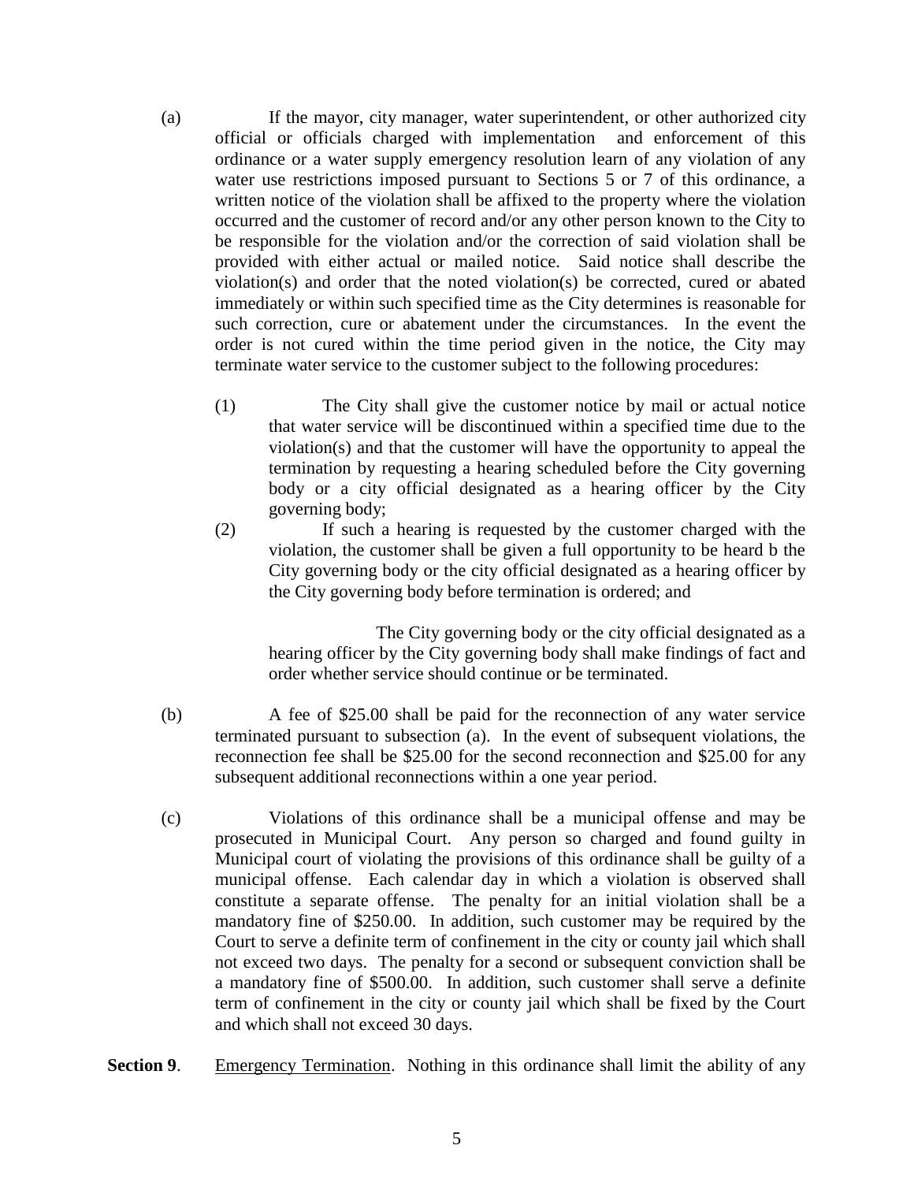(a) If the mayor, city manager, water superintendent, or other authorized city official or officials charged with implementation and enforcement of this ordinance or a water supply emergency resolution learn of any violation of any water use restrictions imposed pursuant to Sections 5 or 7 of this ordinance, a written notice of the violation shall be affixed to the property where the violation occurred and the customer of record and/or any other person known to the City to be responsible for the violation and/or the correction of said violation shall be provided with either actual or mailed notice. Said notice shall describe the violation(s) and order that the noted violation(s) be corrected, cured or abated immediately or within such specified time as the City determines is reasonable for such correction, cure or abatement under the circumstances. In the event the order is not cured within the time period given in the notice, the City may terminate water service to the customer subject to the following procedures:

> (1) The City shall give the customer notice by mail or actual notice that water service will be discontinued within a specified time due to the violation(s) and that the customer will have the opportunity to appeal the termination by requesting a hearing scheduled before the City governing body or a city official designated as a hearing officer by the City governing body;
>
> (2) If such a hearing is requested by the customer charged with the violation, the customer shall be given a full opportunity to be heard b the City governing body or the city official designated as a hearing officer by the City governing body before termination is ordered; and
>
> The City governing body or the city official designated as a hearing officer by the City governing body shall make findings of fact and order whether service should continue or be terminated.

(b) A fee of $25.00 shall be paid for the reconnection of any water service terminated pursuant to subsection (a). In the event of subsequent violations, the reconnection fee shall be $25.00 for the second reconnection and $25.00 for any subsequent additional reconnections within a one year period.

(c) Violations of this ordinance shall be a municipal offense and may be prosecuted in Municipal Court. Any person so charged and found guilty in Municipal court of violating the provisions of this ordinance shall be guilty of a municipal offense. Each calendar day in which a violation is observed shall constitute a separate offense. The penalty for an initial violation shall be a mandatory fine of $250.00. In addition, such customer may be required by the Court to serve a definite term of confinement in the city or county jail which shall not exceed two days. The penalty for a second or subsequent conviction shall be a mandatory fine of $500.00. In addition, such customer shall serve a definite term of confinement in the city or county jail which shall be fixed by the Court and which shall not exceed 30 days.

**Section 9**. Emergency Termination. Nothing in this ordinance shall limit the ability of any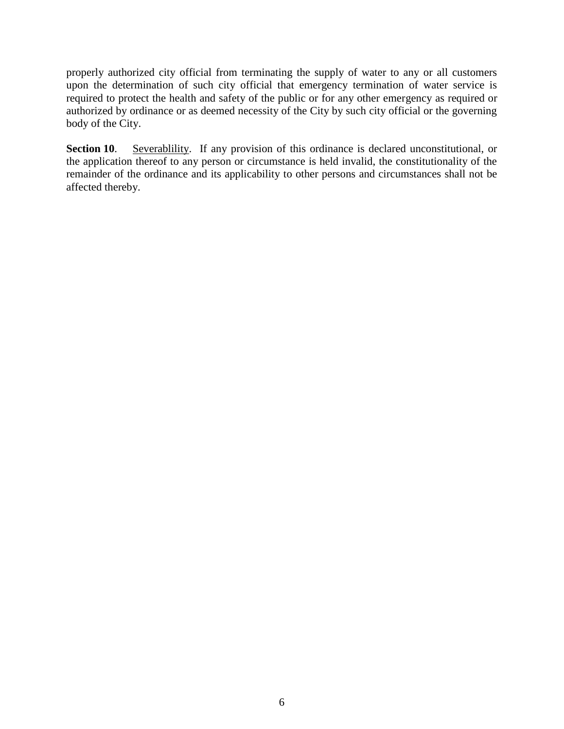properly authorized city official from terminating the supply of water to any or all customers upon the determination of such city official that emergency termination of water service is required to protect the health and safety of the public or for any other emergency as required or authorized by ordinance or as deemed necessity of the City by such city official or the governing body of the City.

**Section 10**. <u>Severablility</u>. If any provision of this ordinance is declared unconstitutional, or the application thereof to any person or circumstance is held invalid, the constitutionality of the remainder of the ordinance and its applicability to other persons and circumstances shall not be affected thereby.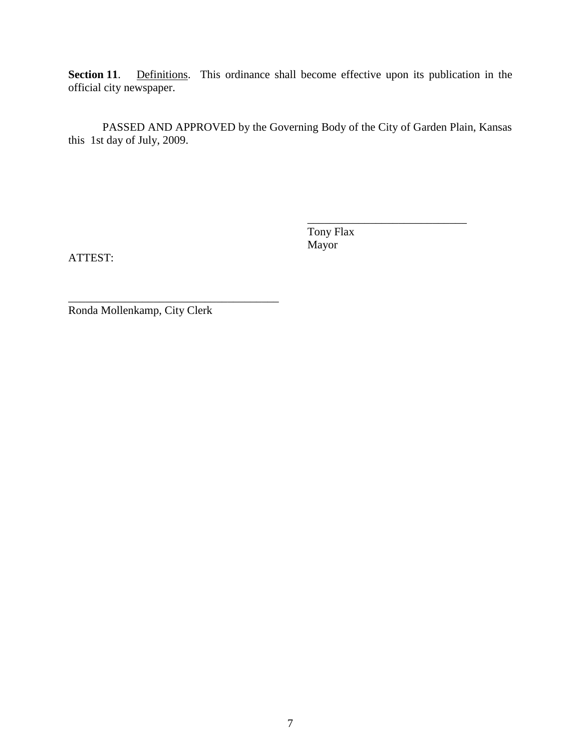**Section 11**. Definitions. This ordinance shall become effective upon its publication in the official city newspaper.

PASSED AND APPROVED by the Governing Body of the City of Garden Plain, Kansas this 1st day of July, 2009.

\_\_\_\_\_\_\_\_\_\_\_\_\_\_\_\_\_\_\_\_\_\_\_\_\_\_\_\_

Tony Flax
Mayor

ATTEST:

\_\_\_\_\_\_\_\_\_\_\_\_\_\_\_\_\_\_\_\_\_\_\_\_\_\_\_\_\_\_\_\_\_\_\_\_\_

Ronda Mollenkamp, City Clerk